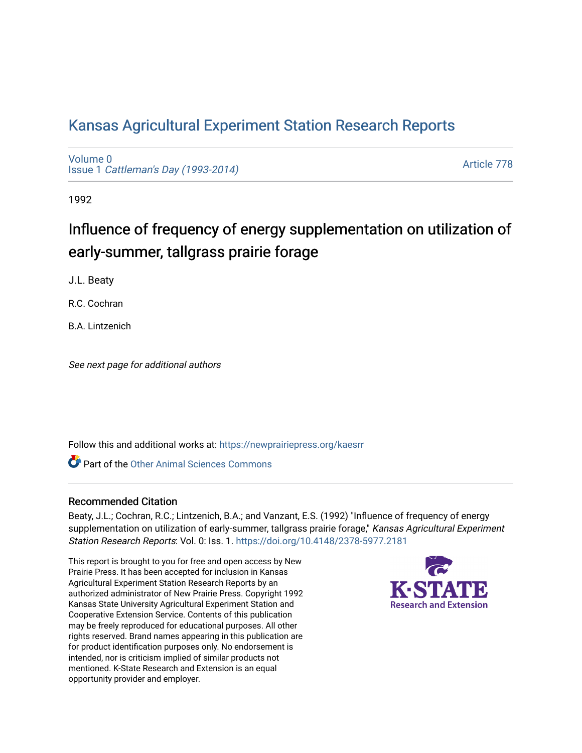# Kansas Agricultural Experiment Station Research Reports

Volume 0
Issue 1 *Cattleman's Day (1993-2014)*

Article 778

1992

## Influence of frequency of energy supplementation on utilization of early-summer, tallgrass prairie forage

J.L. Beaty

R.C. Cochran

B.A. Lintzenich

*See next page for additional authors*

Follow this and additional works at: https://newprairiepress.org/kaesrr

Part of the Other Animal Sciences Commons

### Recommended Citation

Beaty, J.L.; Cochran, R.C.; Lintzenich, B.A.; and Vanzant, E.S. (1992) "Influence of frequency of energy supplementation on utilization of early-summer, tallgrass prairie forage," *Kansas Agricultural Experiment Station Research Reports*: Vol. 0: Iss. 1. https://doi.org/10.4148/2378-5977.2181

This report is brought to you for free and open access by New Prairie Press. It has been accepted for inclusion in Kansas Agricultural Experiment Station Research Reports by an authorized administrator of New Prairie Press. Copyright 1992 Kansas State University Agricultural Experiment Station and Cooperative Extension Service. Contents of this publication may be freely reproduced for educational purposes. All other rights reserved. Brand names appearing in this publication are for product identification purposes only. No endorsement is intended, nor is criticism implied of similar products not mentioned. K-State Research and Extension is an equal opportunity provider and employer.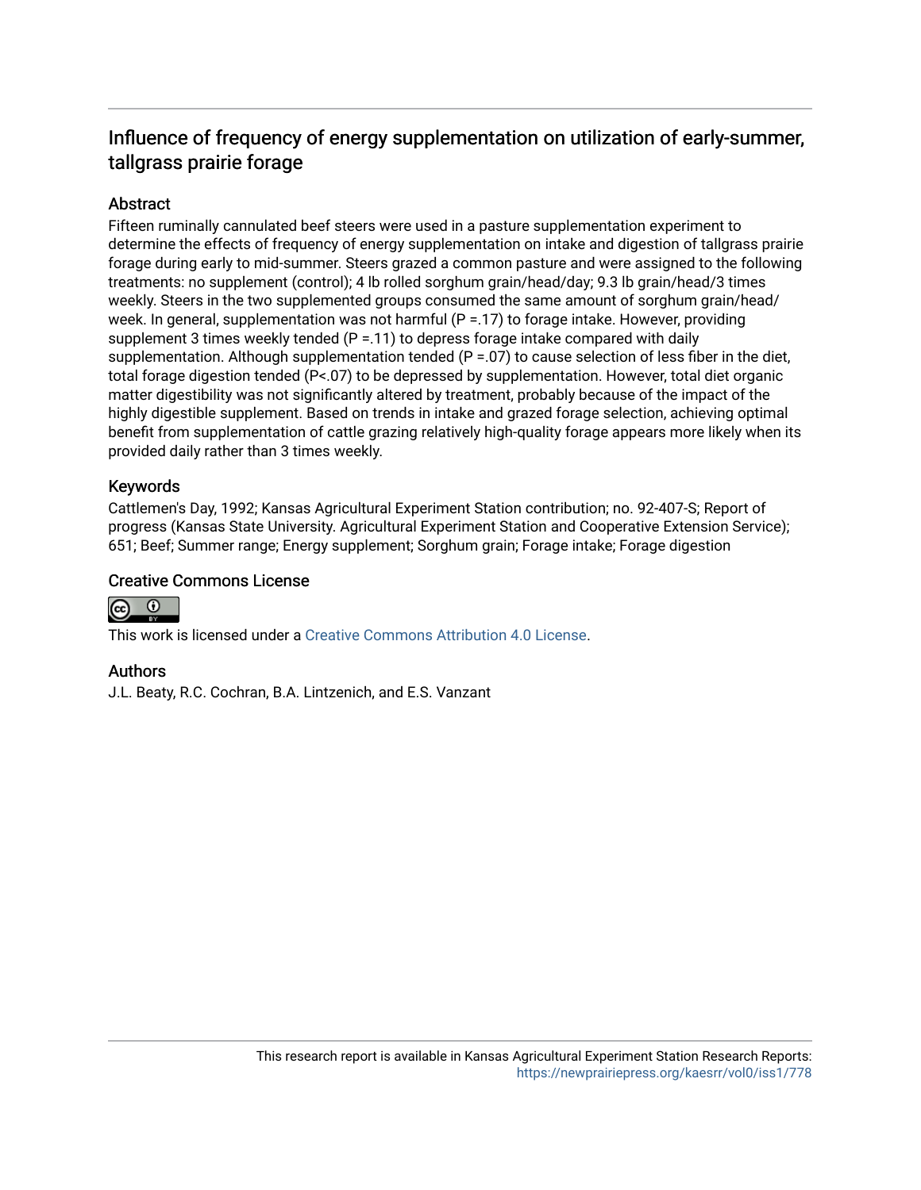## Influence of frequency of energy supplementation on utilization of early-summer, tallgrass prairie forage

### Abstract

Fifteen ruminally cannulated beef steers were used in a pasture supplementation experiment to determine the effects of frequency of energy supplementation on intake and digestion of tallgrass prairie forage during early to mid-summer. Steers grazed a common pasture and were assigned to the following treatments: no supplement (control); 4 lb rolled sorghum grain/head/day; 9.3 lb grain/head/3 times weekly. Steers in the two supplemented groups consumed the same amount of sorghum grain/head/week. In general, supplementation was not harmful (P =.17) to forage intake. However, providing supplement 3 times weekly tended (P =.11) to depress forage intake compared with daily supplementation. Although supplementation tended (P =.07) to cause selection of less fiber in the diet, total forage digestion tended (P<.07) to be depressed by supplementation. However, total diet organic matter digestibility was not significantly altered by treatment, probably because of the impact of the highly digestible supplement. Based on trends in intake and grazed forage selection, achieving optimal benefit from supplementation of cattle grazing relatively high-quality forage appears more likely when its provided daily rather than 3 times weekly.

### Keywords

Cattlemen's Day, 1992; Kansas Agricultural Experiment Station contribution; no. 92-407-S; Report of progress (Kansas State University. Agricultural Experiment Station and Cooperative Extension Service); 651; Beef; Summer range; Energy supplement; Sorghum grain; Forage intake; Forage digestion

### Creative Commons License

This work is licensed under a Creative Commons Attribution 4.0 License.

### Authors

J.L. Beaty, R.C. Cochran, B.A. Lintzenich, and E.S. Vanzant

This research report is available in Kansas Agricultural Experiment Station Research Reports: https://newprairiepress.org/kaesrr/vol0/iss1/778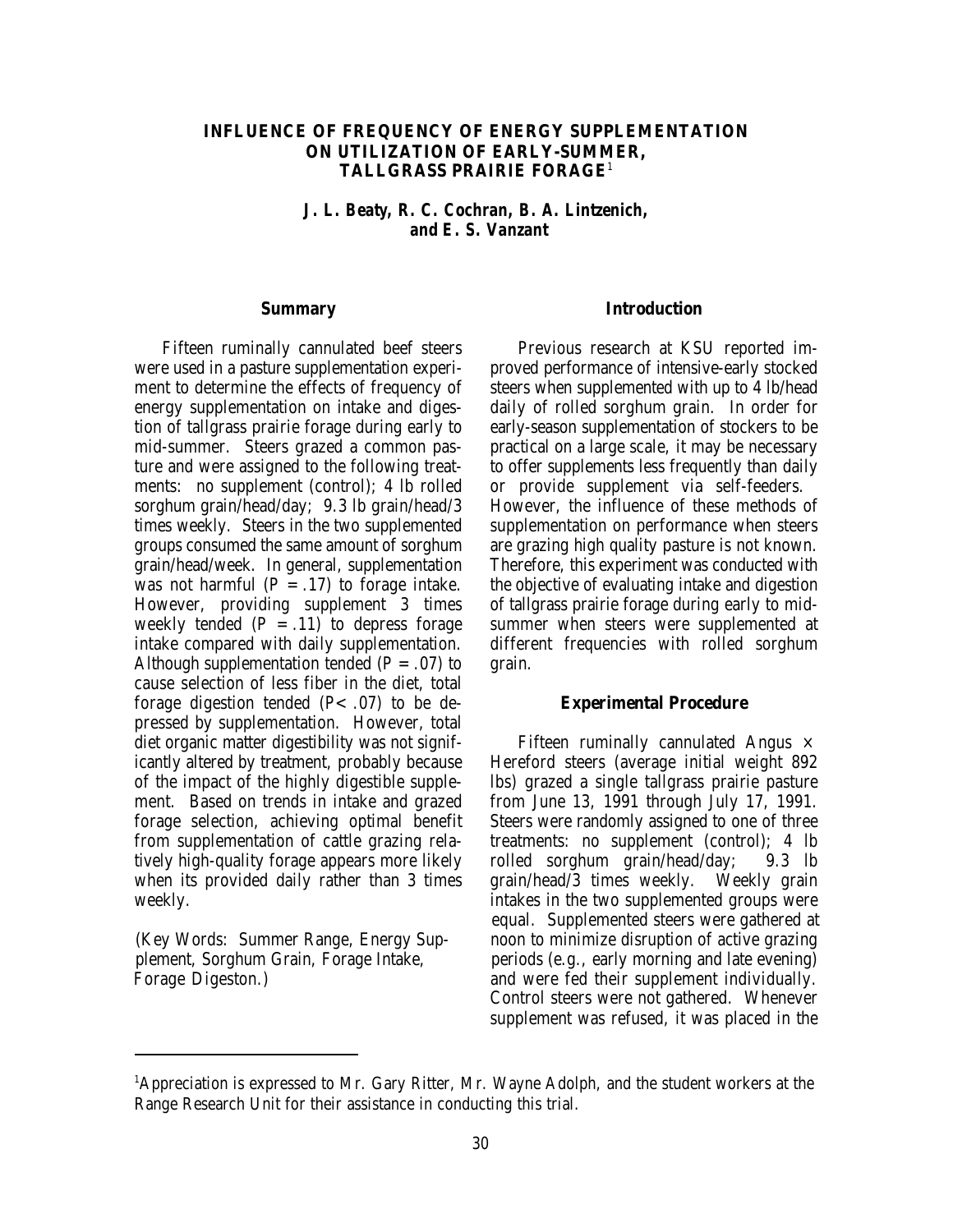# INFLUENCE OF FREQUENCY OF ENERGY SUPPLEMENTATION ON UTILIZATION OF EARLY-SUMMER, TALLGRASS PRAIRIE FORAGE[1]

***J. L. Beaty, R. C. Cochran, B. A. Lintzenich, and E. S. Vanzant***

## Summary

Fifteen ruminally cannulated beef steers were used in a pasture supplementation experiment to determine the effects of frequency of energy supplementation on intake and digestion of tallgrass prairie forage during early to mid-summer. Steers grazed a common pasture and were assigned to the following treatments: no supplement (control); 4 lb rolled sorghum grain/head/day; 9.3 lb grain/head/3 times weekly. Steers in the two supplemented groups consumed the same amount of sorghum grain/head/week. In general, supplementation was not harmful ($P = .17$) to forage intake. However, providing supplement 3 times weekly tended ($P = .11$) to depress forage intake compared with daily supplementation. Although supplementation tended ($P = .07$) to cause selection of less fiber in the diet, total forage digestion tended ($P < .07$) to be depressed by supplementation. However, total diet organic matter digestibility was not significantly altered by treatment, probably because of the impact of the highly digestible supplement. Based on trends in intake and grazed forage selection, achieving optimal benefit from supplementation of cattle grazing relatively high-quality forage appears more likely when its provided daily rather than 3 times weekly.

(Key Words: Summer Range, Energy Supplement, Sorghum Grain, Forage Intake, Forage Digeston.)

## Introduction

Previous research at KSU reported improved performance of intensive-early stocked steers when supplemented with up to 4 lb/head daily of rolled sorghum grain. In order for early-season supplementation of stockers to be practical on a large scale, it may be necessary to offer supplements less frequently than daily or provide supplement via self-feeders. However, the influence of these methods of supplementation on performance when steers are grazing high quality pasture is not known. Therefore, this experiment was conducted with the objective of evaluating intake and digestion of tallgrass prairie forage during early to mid-summer when steers were supplemented at different frequencies with rolled sorghum grain.

## Experimental Procedure

Fifteen ruminally cannulated Angus × Hereford steers (average initial weight 892 lbs) grazed a single tallgrass prairie pasture from June 13, 1991 through July 17, 1991. Steers were randomly assigned to one of three treatments: no supplement (control); 4 lb rolled sorghum grain/head/day; 9.3 lb grain/head/3 times weekly. Weekly grain intakes in the two supplemented groups were equal. Supplemented steers were gathered at noon to minimize disruption of active grazing periods (e.g., early morning and late evening) and were fed their supplement individually. Control steers were not gathered. Whenever supplement was refused, it was placed in the

[1]Appreciation is expressed to Mr. Gary Ritter, Mr. Wayne Adolph, and the student workers at the Range Research Unit for their assistance in conducting this trial.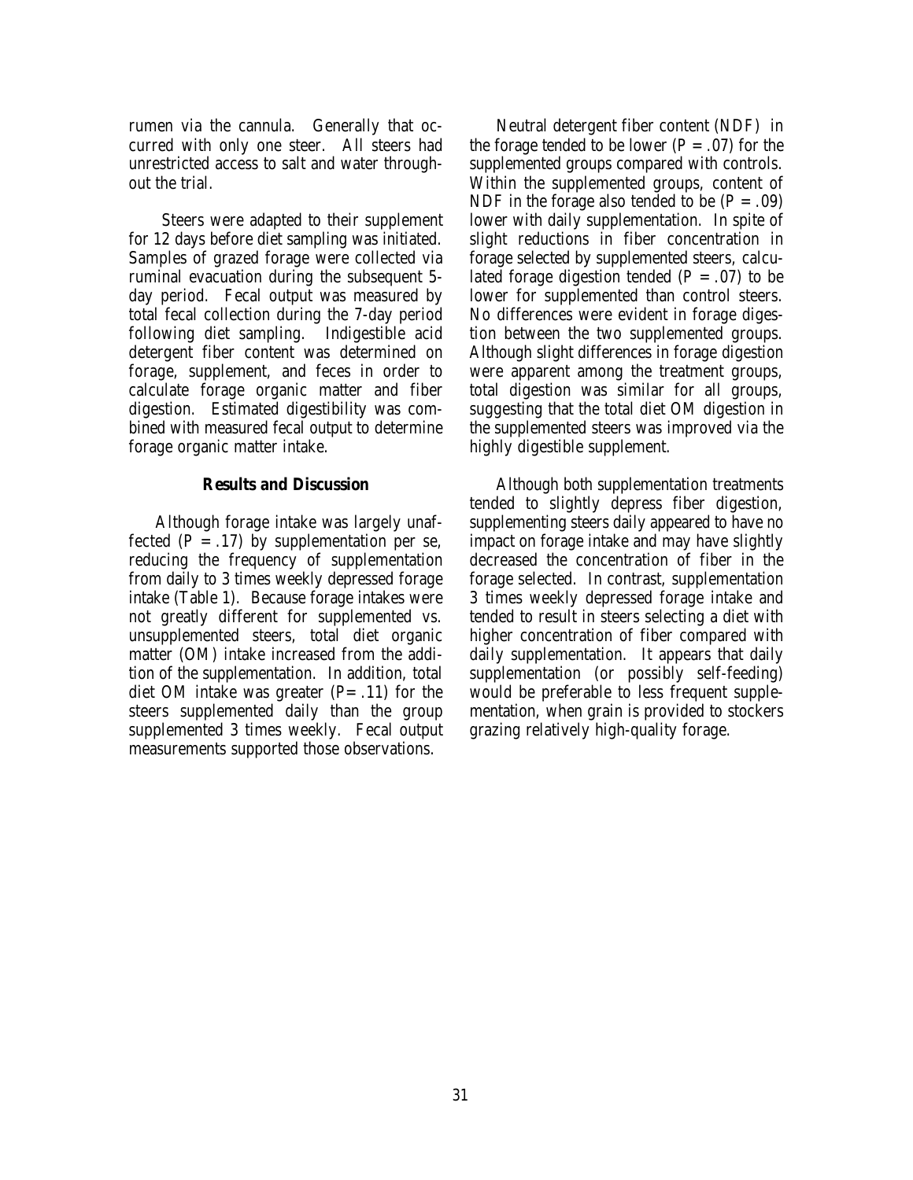rumen via the cannula. Generally that occurred with only one steer. All steers had unrestricted access to salt and water throughout the trial.

Steers were adapted to their supplement for 12 days before diet sampling was initiated. Samples of grazed forage were collected via ruminal evacuation during the subsequent 5-day period. Fecal output was measured by total fecal collection during the 7-day period following diet sampling. Indigestible acid detergent fiber content was determined on forage, supplement, and feces in order to calculate forage organic matter and fiber digestion. Estimated digestibility was combined with measured fecal output to determine forage organic matter intake.

### Results and Discussion

Although forage intake was largely unaffected ($P = .17$) by supplementation per se, reducing the frequency of supplementation from daily to 3 times weekly depressed forage intake (Table 1). Because forage intakes were not greatly different for supplemented vs. unsupplemented steers, total diet organic matter (OM) intake increased from the addition of the supplementation. In addition, total diet OM intake was greater ($P = .11$) for the steers supplemented daily than the group supplemented 3 times weekly. Fecal output measurements supported those observations.

Neutral detergent fiber content (NDF) in the forage tended to be lower ($P = .07$) for the supplemented groups compared with controls. Within the supplemented groups, content of NDF in the forage also tended to be ($P = .09$) lower with daily supplementation. In spite of slight reductions in fiber concentration in forage selected by supplemented steers, calculated forage digestion tended ($P = .07$) to be lower for supplemented than control steers. No differences were evident in forage digestion between the two supplemented groups. Although slight differences in forage digestion were apparent among the treatment groups, total digestion was similar for all groups, suggesting that the total diet OM digestion in the supplemented steers was improved via the highly digestible supplement.

Although both supplementation treatments tended to slightly depress fiber digestion, supplementing steers daily appeared to have no impact on forage intake and may have slightly decreased the concentration of fiber in the forage selected. In contrast, supplementation 3 times weekly depressed forage intake and tended to result in steers selecting a diet with higher concentration of fiber compared with daily supplementation. It appears that daily supplementation (or possibly self-feeding) would be preferable to less frequent supplementation, when grain is provided to stockers grazing relatively high-quality forage.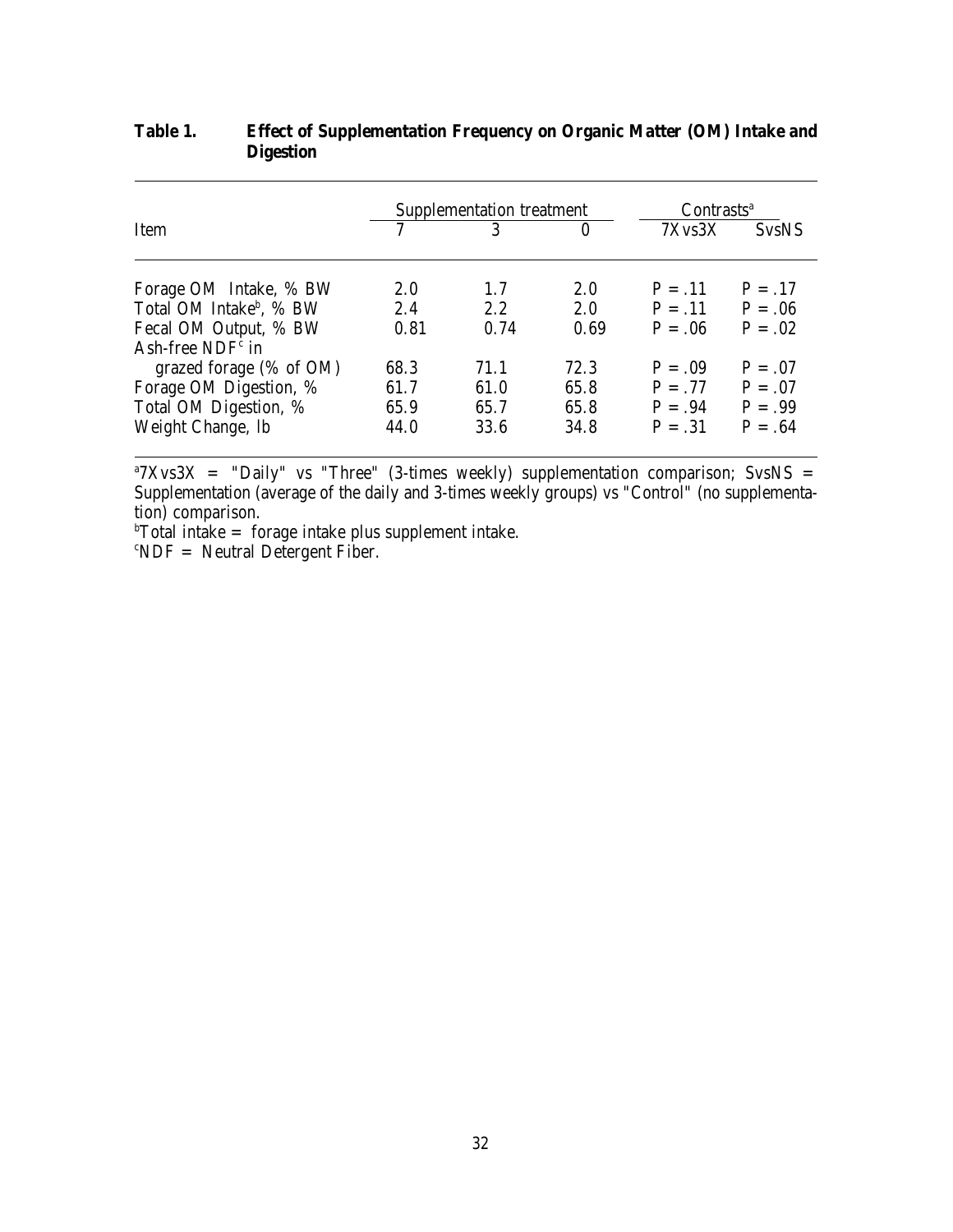**Table 1. Effect of Supplementation Frequency on Organic Matter (OM) Intake and Digestion**

| Item | Supplementation treatment | | | Contrasts[a] | |
|---|---|---|---|---|---|
| | 7 | 3 | 0 | 7Xvs3X | SvsNS |
| Forage OM Intake, % BW | 2.0 | 1.7 | 2.0 | P = .11 | P = .17 |
| Total OM Intake[b], % BW | 2.4 | 2.2 | 2.0 | P = .11 | P = .06 |
| Fecal OM Output, % BW | 0.81 | 0.74 | 0.69 | P = .06 | P = .02 |
| Ash-free NDF[c] in grazed forage (% of OM) | 68.3 | 71.1 | 72.3 | P = .09 | P = .07 |
| Forage OM Digestion, % | 61.7 | 61.0 | 65.8 | P = .77 | P = .07 |
| Total OM Digestion, % | 65.9 | 65.7 | 65.8 | P = .94 | P = .99 |
| Weight Change, lb | 44.0 | 33.6 | 34.8 | P = .31 | P = .64 |

[a]7Xvs3X = "Daily" vs "Three" (3-times weekly) supplementation comparison; SvsNS = Supplementation (average of the daily and 3-times weekly groups) vs "Control" (no supplementation) comparison.
[b]Total intake = forage intake plus supplement intake.
[c]NDF = Neutral Detergent Fiber.